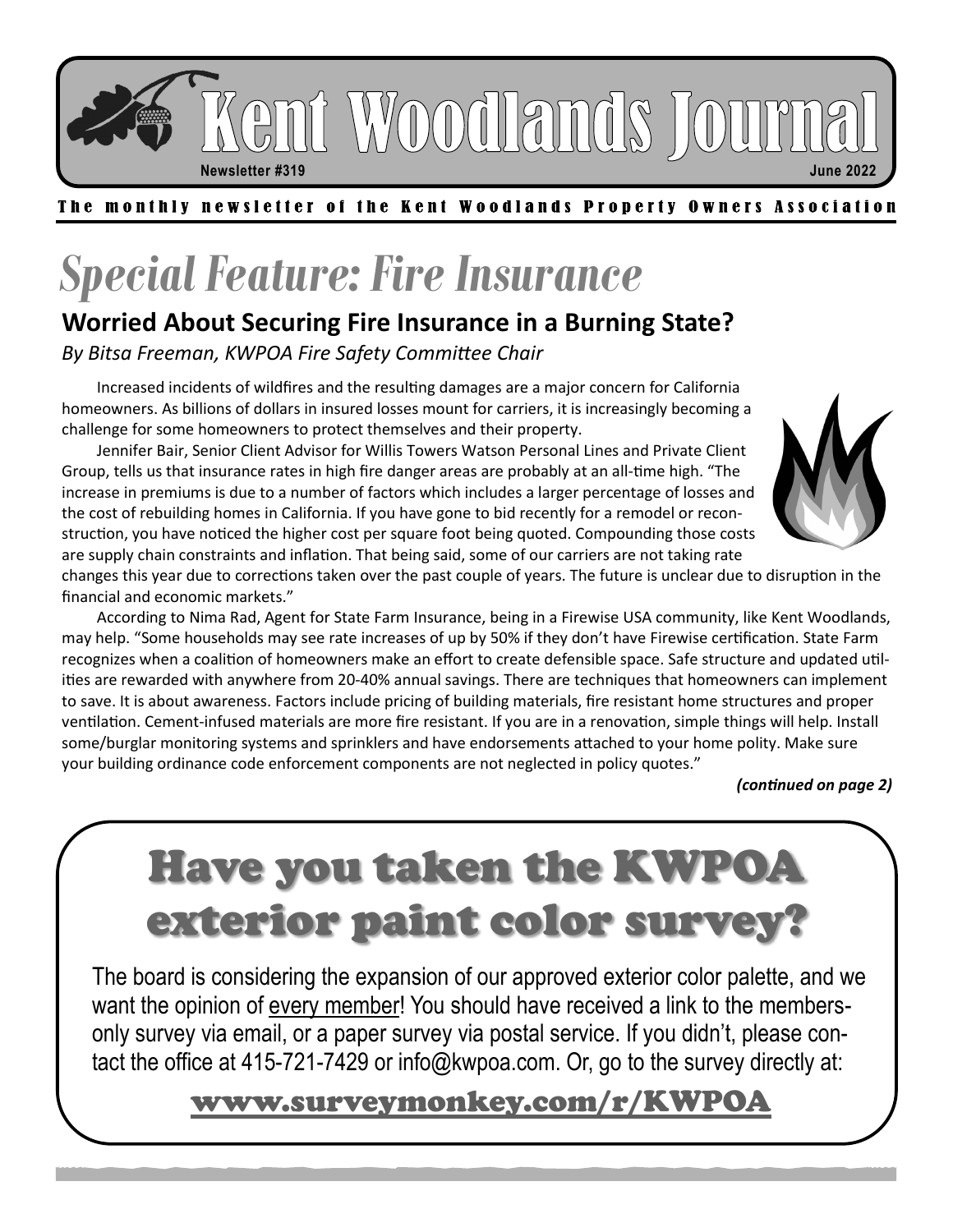# Kent Woodlands Journal

**Newsletter #319** **June 2022**

The monthly newsletter of the Kent Woodlands Property Owners Association

# *Special Feature: Fire Insurance*

## Worried About Securing Fire Insurance in a Burning State?

*By Bitsa Freeman, KWPOA Fire Safety Committee Chair*

Increased incidents of wildfires and the resulting damages are a major concern for California homeowners. As billions of dollars in insured losses mount for carriers, it is increasingly becoming a challenge for some homeowners to protect themselves and their property.

Jennifer Bair, Senior Client Advisor for Willis Towers Watson Personal Lines and Private Client Group, tells us that insurance rates in high fire danger areas are probably at an all-time high. "The increase in premiums is due to a number of factors which includes a larger percentage of losses and the cost of rebuilding homes in California. If you have gone to bid recently for a remodel or reconstruction, you have noticed the higher cost per square foot being quoted. Compounding those costs are supply chain constraints and inflation. That being said, some of our carriers are not taking rate changes this year due to corrections taken over the past couple of years. The future is unclear due to disruption in the financial and economic markets."

According to Nima Rad, Agent for State Farm Insurance, being in a Firewise USA community, like Kent Woodlands, may help. "Some households may see rate increases of up by 50% if they don't have Firewise certification. State Farm recognizes when a coalition of homeowners make an effort to create defensible space. Safe structure and updated utilities are rewarded with anywhere from 20-40% annual savings. There are techniques that homeowners can implement to save. It is about awareness. Factors include pricing of building materials, fire resistant home structures and proper ventilation. Cement-infused materials are more fire resistant. If you are in a renovation, simple things will help. Install some/burglar monitoring systems and sprinklers and have endorsements attached to your home polity. Make sure your building ordinance code enforcement components are not neglected in policy quotes."

***(continued on page 2)***

## Have you taken the KWPOA exterior paint color survey?

The board is considering the expansion of our approved exterior color palette, and we want the opinion of every member! You should have received a link to the members-only survey via email, or a paper survey via postal service. If you didn't, please contact the office at 415-721-7429 or info@kwpoa.com. Or, go to the survey directly at:

**www.surveymonkey.com/r/KWPOA**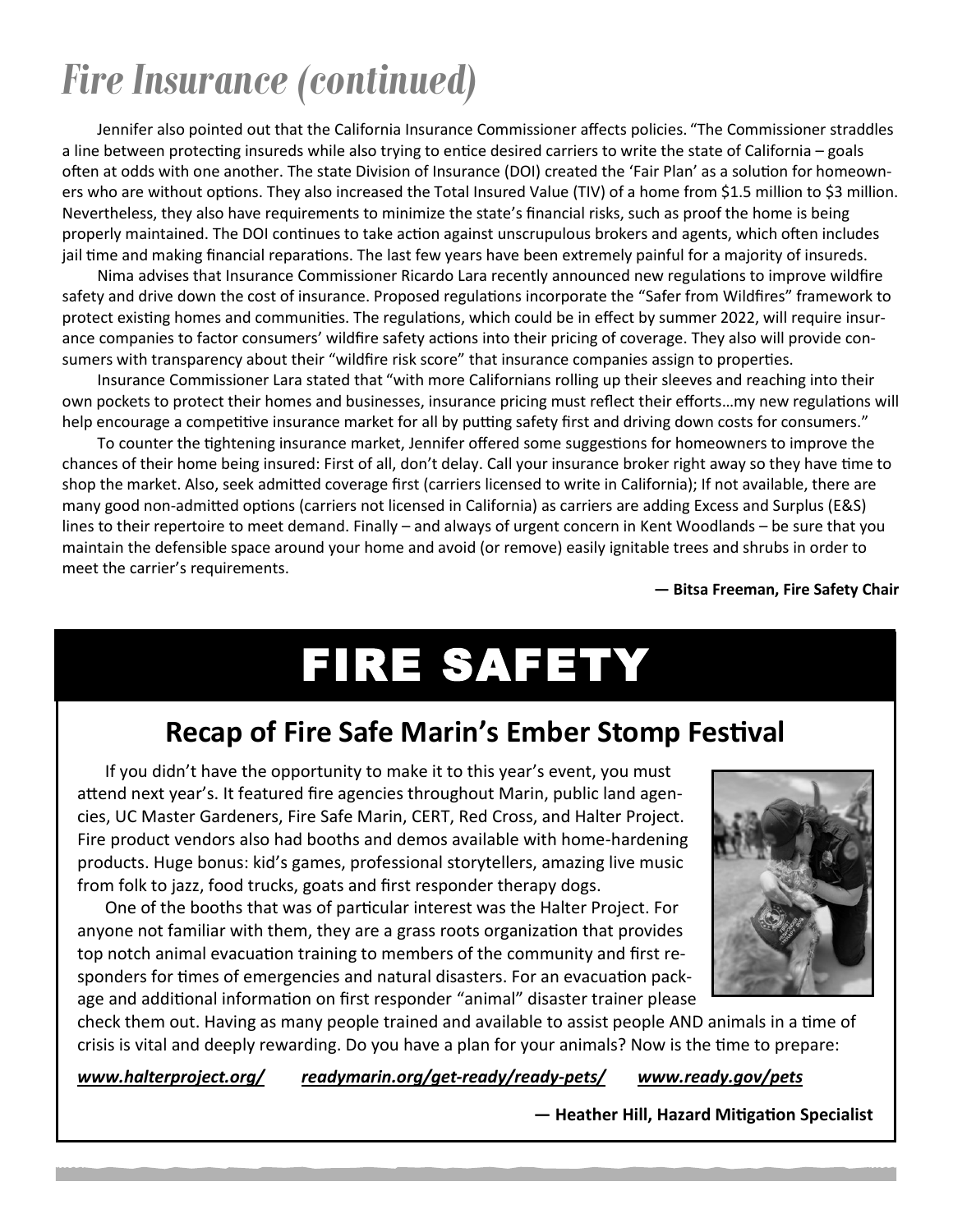# Fire Insurance (continued)

Jennifer also pointed out that the California Insurance Commissioner affects policies. "The Commissioner straddles a line between protecting insureds while also trying to entice desired carriers to write the state of California – goals often at odds with one another. The state Division of Insurance (DOI) created the 'Fair Plan' as a solution for homeowners who are without options. They also increased the Total Insured Value (TIV) of a home from $1.5 million to $3 million. Nevertheless, they also have requirements to minimize the state's financial risks, such as proof the home is being properly maintained. The DOI continues to take action against unscrupulous brokers and agents, which often includes jail time and making financial reparations. The last few years have been extremely painful for a majority of insureds.

Nima advises that Insurance Commissioner Ricardo Lara recently announced new regulations to improve wildfire safety and drive down the cost of insurance. Proposed regulations incorporate the "Safer from Wildfires" framework to protect existing homes and communities. The regulations, which could be in effect by summer 2022, will require insurance companies to factor consumers' wildfire safety actions into their pricing of coverage. They also will provide consumers with transparency about their "wildfire risk score" that insurance companies assign to properties.

Insurance Commissioner Lara stated that "with more Californians rolling up their sleeves and reaching into their own pockets to protect their homes and businesses, insurance pricing must reflect their efforts…my new regulations will help encourage a competitive insurance market for all by putting safety first and driving down costs for consumers."

To counter the tightening insurance market, Jennifer offered some suggestions for homeowners to improve the chances of their home being insured: First of all, don't delay. Call your insurance broker right away so they have time to shop the market. Also, seek admitted coverage first (carriers licensed to write in California); If not available, there are many good non-admitted options (carriers not licensed in California) as carriers are adding Excess and Surplus (E&S) lines to their repertoire to meet demand. Finally – and always of urgent concern in Kent Woodlands – be sure that you maintain the defensible space around your home and avoid (or remove) easily ignitable trees and shrubs in order to meet the carrier's requirements.

**— Bitsa Freeman, Fire Safety Chair**

# FIRE SAFETY

## Recap of Fire Safe Marin's Ember Stomp Festival

If you didn't have the opportunity to make it to this year's event, you must attend next year's. It featured fire agencies throughout Marin, public land agencies, UC Master Gardeners, Fire Safe Marin, CERT, Red Cross, and Halter Project. Fire product vendors also had booths and demos available with home-hardening products. Huge bonus: kid's games, professional storytellers, amazing live music from folk to jazz, food trucks, goats and first responder therapy dogs.

One of the booths that was of particular interest was the Halter Project. For anyone not familiar with them, they are a grass roots organization that provides top notch animal evacuation training to members of the community and first responders for times of emergencies and natural disasters. For an evacuation package and additional information on first responder "animal" disaster trainer please check them out. Having as many people trained and available to assist people AND animals in a time of crisis is vital and deeply rewarding. Do you have a plan for your animals? Now is the time to prepare:

*www.halterproject.org/* *readymarin.org/get-ready/ready-pets/* *www.ready.gov/pets*

**— Heather Hill, Hazard Mitigation Specialist**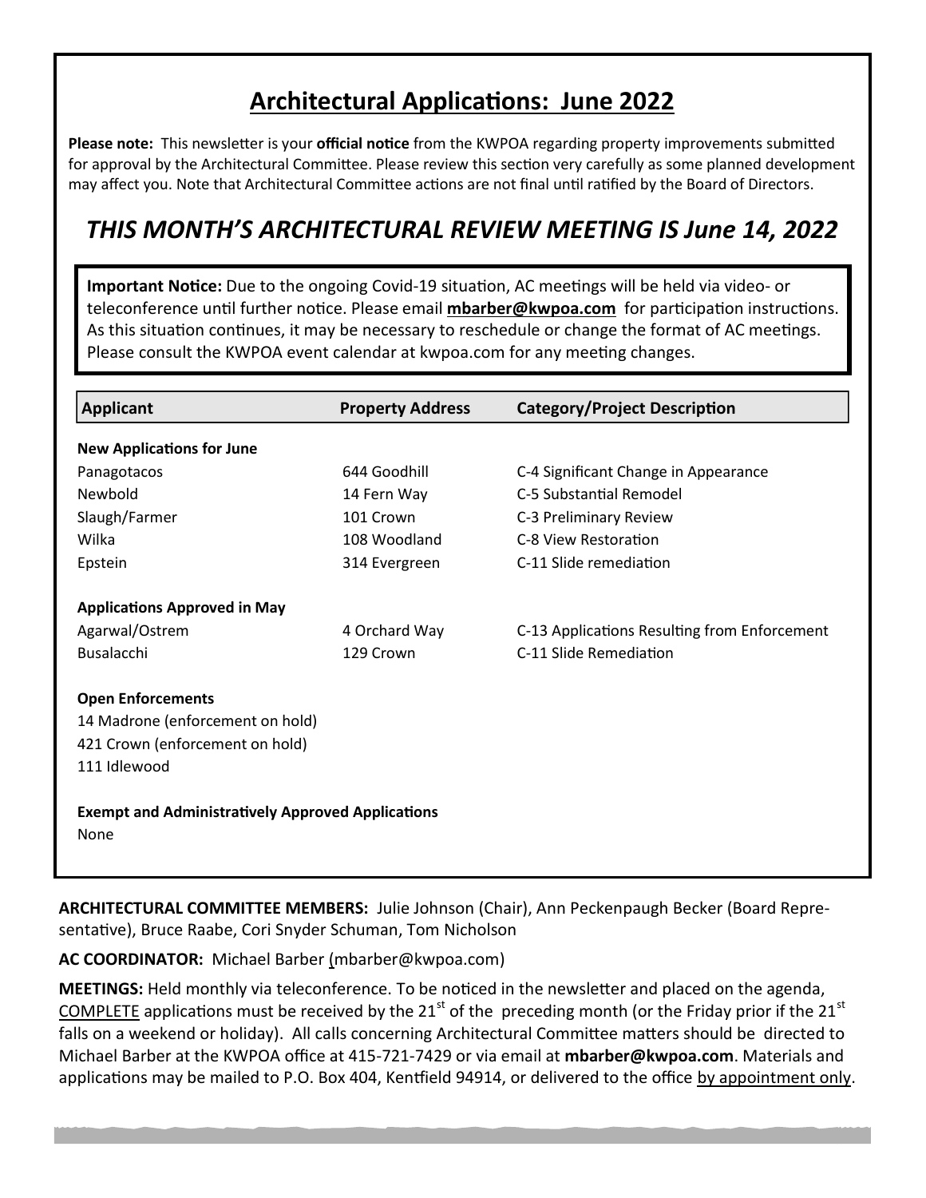## Architectural Applications: June 2022

**Please note:** This newsletter is your **official notice** from the KWPOA regarding property improvements submitted for approval by the Architectural Committee. Please review this section very carefully as some planned development may affect you. Note that Architectural Committee actions are not final until ratified by the Board of Directors.

## *THIS MONTH'S ARCHITECTURAL REVIEW MEETING IS June 14, 2022*

**Important Notice:** Due to the ongoing Covid-19 situation, AC meetings will be held via video- or teleconference until further notice. Please email **mbarber@kwpoa.com** for participation instructions. As this situation continues, it may be necessary to reschedule or change the format of AC meetings. Please consult the KWPOA event calendar at kwpoa.com for any meeting changes.

| Applicant | Property Address | Category/Project Description |
|---|---|---|
| **New Applications for June** | | |
| Panagotacos | 644 Goodhill | C-4 Significant Change in Appearance |
| Newbold | 14 Fern Way | C-5 Substantial Remodel |
| Slaugh/Farmer | 101 Crown | C-3 Preliminary Review |
| Wilka | 108 Woodland | C-8 View Restoration |
| Epstein | 314 Evergreen | C-11 Slide remediation |
| **Applications Approved in May** | | |
| Agarwal/Ostrem | 4 Orchard Way | C-13 Applications Resulting from Enforcement |
| Busalacchi | 129 Crown | C-11 Slide Remediation |

**Open Enforcements**

14 Madrone (enforcement on hold)
421 Crown (enforcement on hold)
111 Idlewood

**Exempt and Administratively Approved Applications**

None

**ARCHITECTURAL COMMITTEE MEMBERS:** Julie Johnson (Chair), Ann Peckenpaugh Becker (Board Representative), Bruce Raabe, Cori Snyder Schuman, Tom Nicholson

**AC COORDINATOR:** Michael Barber (mbarber@kwpoa.com)

**MEETINGS:** Held monthly via teleconference. To be noticed in the newsletter and placed on the agenda, COMPLETE applications must be received by the 21st of the preceding month (or the Friday prior if the 21st falls on a weekend or holiday). All calls concerning Architectural Committee matters should be directed to Michael Barber at the KWPOA office at 415-721-7429 or via email at **mbarber@kwpoa.com**. Materials and applications may be mailed to P.O. Box 404, Kentfield 94914, or delivered to the office by appointment only.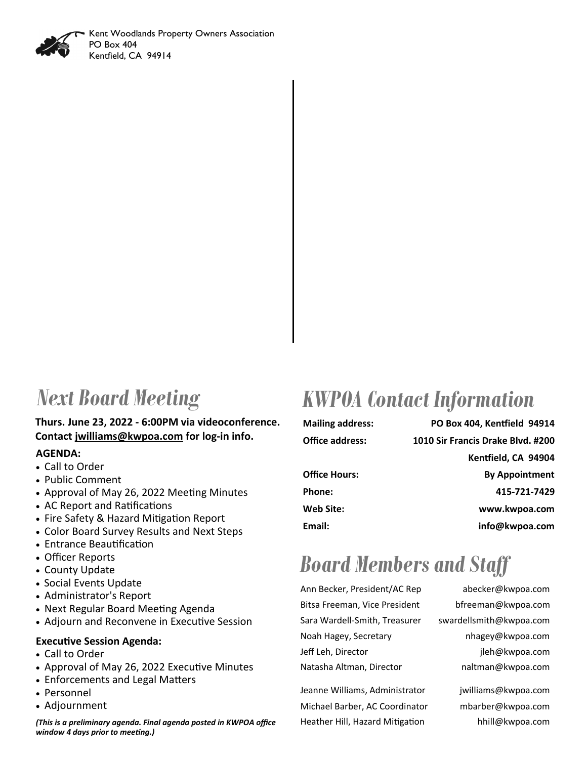Kent Woodlands Property Owners Association
PO Box 404
Kentfield, CA 94914

## *Next Board Meeting*

**Thurs. June 23, 2022 - 6:00PM via videoconference. Contact jwilliams@kwpoa.com for log-in info.**

**AGENDA:**

- Call to Order
- Public Comment
- Approval of May 26, 2022 Meeting Minutes
- AC Report and Ratifications
- Fire Safety & Hazard Mitigation Report
- Color Board Survey Results and Next Steps
- Entrance Beautification
- Officer Reports
- County Update
- Social Events Update
- Administrator's Report
- Next Regular Board Meeting Agenda
- Adjourn and Reconvene in Executive Session

**Executive Session Agenda:**

- Call to Order
- Approval of May 26, 2022 Executive Minutes
- Enforcements and Legal Matters
- Personnel
- Adjournment

***(This is a preliminary agenda. Final agenda posted in KWPOA office window 4 days prior to meeting.)***

## *KWPOA Contact Information*

| | |
|---|---|
| **Mailing address:** | **PO Box 404, Kentfield 94914** |
| **Office address:** | **1010 Sir Francis Drake Blvd. #200 Kentfield, CA 94904** |
| **Office Hours:** | **By Appointment** |
| **Phone:** | **415-721-7429** |
| **Web Site:** | **www.kwpoa.com** |
| **Email:** | **info@kwpoa.com** |

## *Board Members and Staff*

| | |
|---|---|
| Ann Becker, President/AC Rep | abecker@kwpoa.com |
| Bitsa Freeman, Vice President | bfreeman@kwpoa.com |
| Sara Wardell-Smith, Treasurer | swardellsmith@kwpoa.com |
| Noah Hagey, Secretary | nhagey@kwpoa.com |
| Jeff Leh, Director | jleh@kwpoa.com |
| Natasha Altman, Director | naltman@kwpoa.com |
| Jeanne Williams, Administrator | jwilliams@kwpoa.com |
| Michael Barber, AC Coordinator | mbarber@kwpoa.com |
| Heather Hill, Hazard Mitigation | hhill@kwpoa.com |